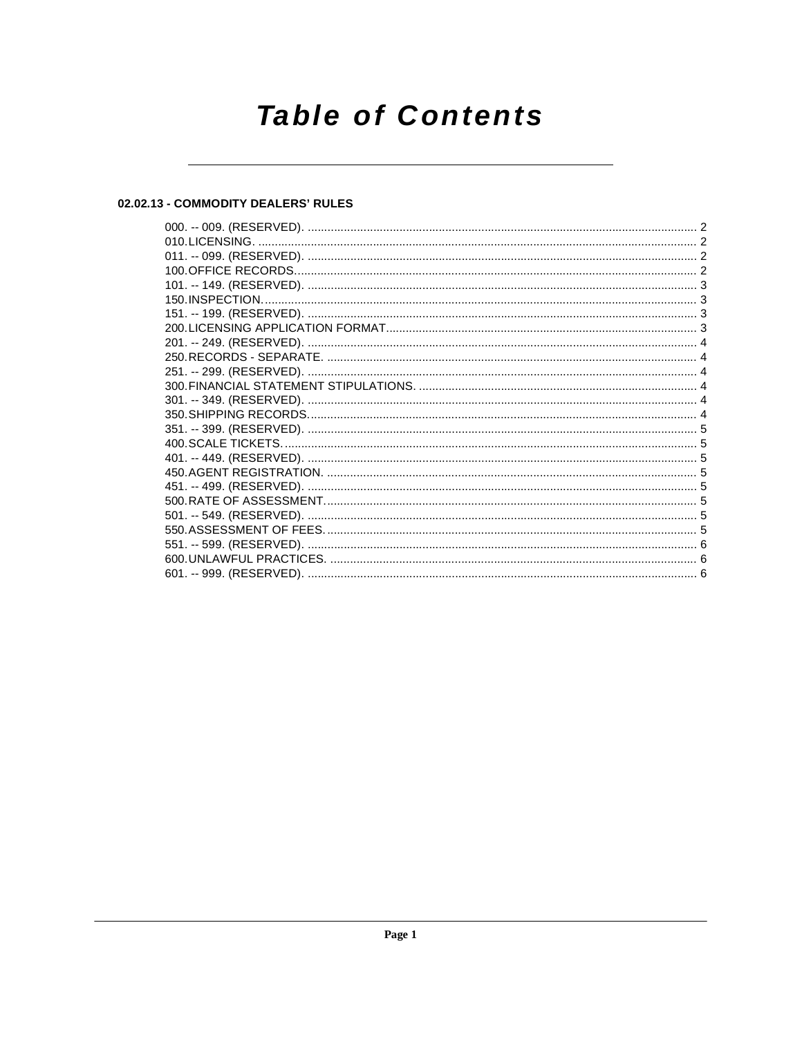# Table of Contents

## 02.02.13 - COMMODITY DEALERS' RULES

000. -- 009. (RESERVED). ..... 2
010. LICENSING. ..... 2
011. -- 099. (RESERVED). ..... 2
100. OFFICE RECORDS. ..... 2
101. -- 149. (RESERVED). ..... 3
150. INSPECTION. ..... 3
151. -- 199. (RESERVED). ..... 3
200. LICENSING APPLICATION FORMAT. ..... 3
201. -- 249. (RESERVED). ..... 4
250. RECORDS - SEPARATE. ..... 4
251. -- 299. (RESERVED). ..... 4
300. FINANCIAL STATEMENT STIPULATIONS. ..... 4
301. -- 349. (RESERVED). ..... 4
350. SHIPPING RECORDS. ..... 4
351. -- 399. (RESERVED). ..... 5
400. SCALE TICKETS. ..... 5
401. -- 449. (RESERVED). ..... 5
450. AGENT REGISTRATION. ..... 5
451. -- 499. (RESERVED). ..... 5
500. RATE OF ASSESSMENT. ..... 5
501. -- 549. (RESERVED). ..... 5
550. ASSESSMENT OF FEES. ..... 5
551. -- 599. (RESERVED). ..... 6
600. UNLAWFUL PRACTICES. ..... 6
601. -- 999. (RESERVED). ..... 6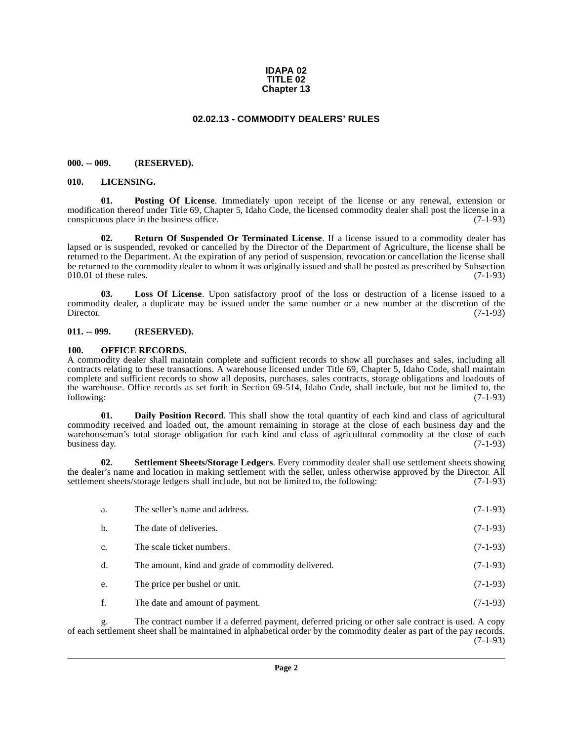**IDAPA 02**
**TITLE 02**
**Chapter 13**

# 02.02.13 - COMMODITY DEALERS' RULES

## 000. -- 009. (RESERVED).

## 010. LICENSING.

**01. Posting Of License**. Immediately upon receipt of the license or any renewal, extension or modification thereof under Title 69, Chapter 5, Idaho Code, the licensed commodity dealer shall post the license in a conspicuous place in the business office. (7-1-93)

**02. Return Of Suspended Or Terminated License**. If a license issued to a commodity dealer has lapsed or is suspended, revoked or cancelled by the Director of the Department of Agriculture, the license shall be returned to the Department. At the expiration of any period of suspension, revocation or cancellation the license shall be returned to the commodity dealer to whom it was originally issued and shall be posted as prescribed by Subsection 010.01 of these rules. (7-1-93)

**03. Loss Of License**. Upon satisfactory proof of the loss or destruction of a license issued to a commodity dealer, a duplicate may be issued under the same number or a new number at the discretion of the Director. (7-1-93)

## 011. -- 099. (RESERVED).

## 100. OFFICE RECORDS.

A commodity dealer shall maintain complete and sufficient records to show all purchases and sales, including all contracts relating to these transactions. A warehouse licensed under Title 69, Chapter 5, Idaho Code, shall maintain complete and sufficient records to show all deposits, purchases, sales contracts, storage obligations and loadouts of the warehouse. Office records as set forth in Section 69-514, Idaho Code, shall include, but not be limited to, the following: (7-1-93)

**01. Daily Position Record**. This shall show the total quantity of each kind and class of agricultural commodity received and loaded out, the amount remaining in storage at the close of each business day and the warehouseman's total storage obligation for each kind and class of agricultural commodity at the close of each business day. (7-1-93)

**02. Settlement Sheets/Storage Ledgers**. Every commodity dealer shall use settlement sheets showing the dealer's name and location in making settlement with the seller, unless otherwise approved by the Director. All settlement sheets/storage ledgers shall include, but not be limited to, the following: (7-1-93)

a. The seller's name and address. (7-1-93)

b. The date of deliveries. (7-1-93)

c. The scale ticket numbers. (7-1-93)

d. The amount, kind and grade of commodity delivered. (7-1-93)

e. The price per bushel or unit. (7-1-93)

f. The date and amount of payment. (7-1-93)

g. The contract number if a deferred payment, deferred pricing or other sale contract is used. A copy of each settlement sheet shall be maintained in alphabetical order by the commodity dealer as part of the pay records. (7-1-93)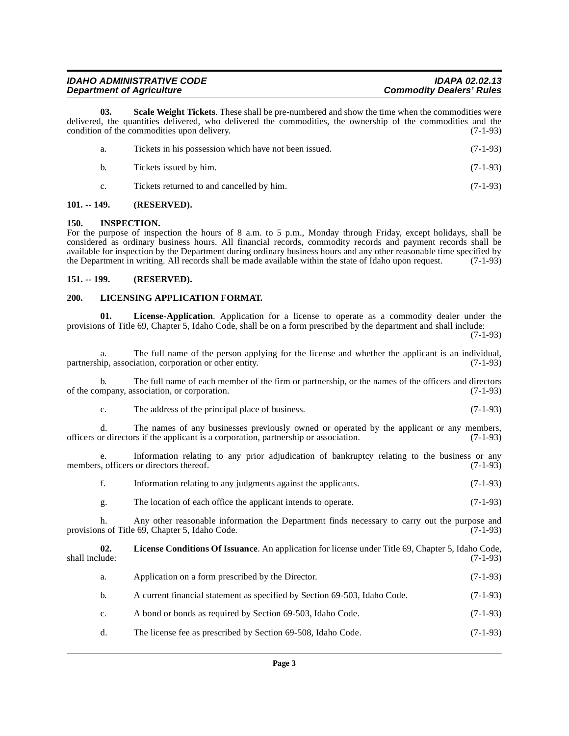**03. Scale Weight Tickets**. These shall be pre-numbered and show the time when the commodities were delivered, the quantities delivered, who delivered the commodities, the ownership of the commodities and the condition of the commodities upon delivery. (7-1-93)

a. Tickets in his possession which have not been issued. (7-1-93)

b. Tickets issued by him. (7-1-93)

c. Tickets returned to and cancelled by him. (7-1-93)

## 101. -- 149. (RESERVED).

## 150. INSPECTION.

For the purpose of inspection the hours of 8 a.m. to 5 p.m., Monday through Friday, except holidays, shall be considered as ordinary business hours. All financial records, commodity records and payment records shall be available for inspection by the Department during ordinary business hours and any other reasonable time specified by the Department in writing. All records shall be made available within the state of Idaho upon request. (7-1-93)

## 151. -- 199. (RESERVED).

## 200. LICENSING APPLICATION FORMAT.

**01. License-Application**. Application for a license to operate as a commodity dealer under the provisions of Title 69, Chapter 5, Idaho Code, shall be on a form prescribed by the department and shall include: (7-1-93)

a. The full name of the person applying for the license and whether the applicant is an individual, partnership, association, corporation or other entity. (7-1-93)

b. The full name of each member of the firm or partnership, or the names of the officers and directors of the company, association, or corporation. (7-1-93)

c. The address of the principal place of business. (7-1-93)

d. The names of any businesses previously owned or operated by the applicant or any members, officers or directors if the applicant is a corporation, partnership or association. (7-1-93)

e. Information relating to any prior adjudication of bankruptcy relating to the business or any members, officers or directors thereof. (7-1-93)

f. Information relating to any judgments against the applicants. (7-1-93)

g. The location of each office the applicant intends to operate. (7-1-93)

h. Any other reasonable information the Department finds necessary to carry out the purpose and provisions of Title 69, Chapter 5, Idaho Code. (7-1-93)

**02. License Conditions Of Issuance**. An application for license under Title 69, Chapter 5, Idaho Code, shall include: (7-1-93)

a. Application on a form prescribed by the Director. (7-1-93)

b. A current financial statement as specified by Section 69-503, Idaho Code. (7-1-93)

c. A bond or bonds as required by Section 69-503, Idaho Code. (7-1-93)

d. The license fee as prescribed by Section 69-508, Idaho Code. (7-1-93)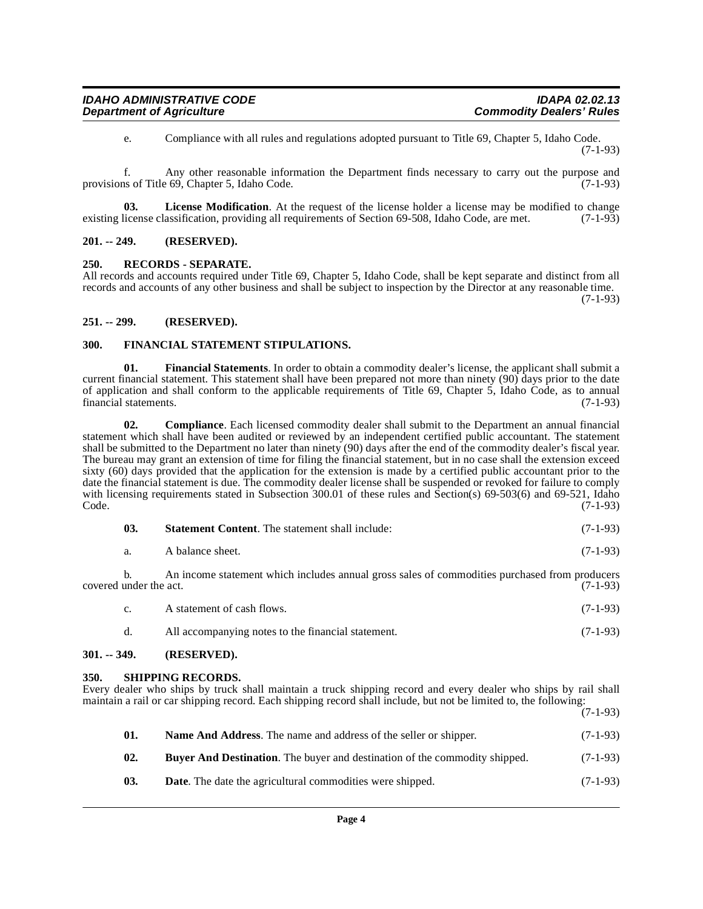e. Compliance with all rules and regulations adopted pursuant to Title 69, Chapter 5, Idaho Code. (7-1-93)

f. Any other reasonable information the Department finds necessary to carry out the purpose and provisions of Title 69, Chapter 5, Idaho Code. (7-1-93)

**03. License Modification**. At the request of the license holder a license may be modified to change existing license classification, providing all requirements of Section 69-508, Idaho Code, are met. (7-1-93)

### 201. -- 249. (RESERVED).

### 250. RECORDS - SEPARATE.

All records and accounts required under Title 69, Chapter 5, Idaho Code, shall be kept separate and distinct from all records and accounts of any other business and shall be subject to inspection by the Director at any reasonable time. (7-1-93)

### 251. -- 299. (RESERVED).

### 300. FINANCIAL STATEMENT STIPULATIONS.

**01. Financial Statements**. In order to obtain a commodity dealer's license, the applicant shall submit a current financial statement. This statement shall have been prepared not more than ninety (90) days prior to the date of application and shall conform to the applicable requirements of Title 69, Chapter 5, Idaho Code, as to annual financial statements. (7-1-93)

**02. Compliance**. Each licensed commodity dealer shall submit to the Department an annual financial statement which shall have been audited or reviewed by an independent certified public accountant. The statement shall be submitted to the Department no later than ninety (90) days after the end of the commodity dealer's fiscal year. The bureau may grant an extension of time for filing the financial statement, but in no case shall the extension exceed sixty (60) days provided that the application for the extension is made by a certified public accountant prior to the date the financial statement is due. The commodity dealer license shall be suspended or revoked for failure to comply with licensing requirements stated in Subsection 300.01 of these rules and Section(s) 69-503(6) and 69-521, Idaho Code. (7-1-93)

**03. Statement Content**. The statement shall include: (7-1-93)

a. A balance sheet. (7-1-93)

b. An income statement which includes annual gross sales of commodities purchased from producers covered under the act. (7-1-93)

c. A statement of cash flows. (7-1-93)

d. All accompanying notes to the financial statement. (7-1-93)

### 301. -- 349. (RESERVED).

### 350. SHIPPING RECORDS.

Every dealer who ships by truck shall maintain a truck shipping record and every dealer who ships by rail shall maintain a rail or car shipping record. Each shipping record shall include, but not be limited to, the following: (7-1-93)

**01. Name And Address**. The name and address of the seller or shipper. (7-1-93)

**02. Buyer And Destination**. The buyer and destination of the commodity shipped. (7-1-93)

**03. Date**. The date the agricultural commodities were shipped. (7-1-93)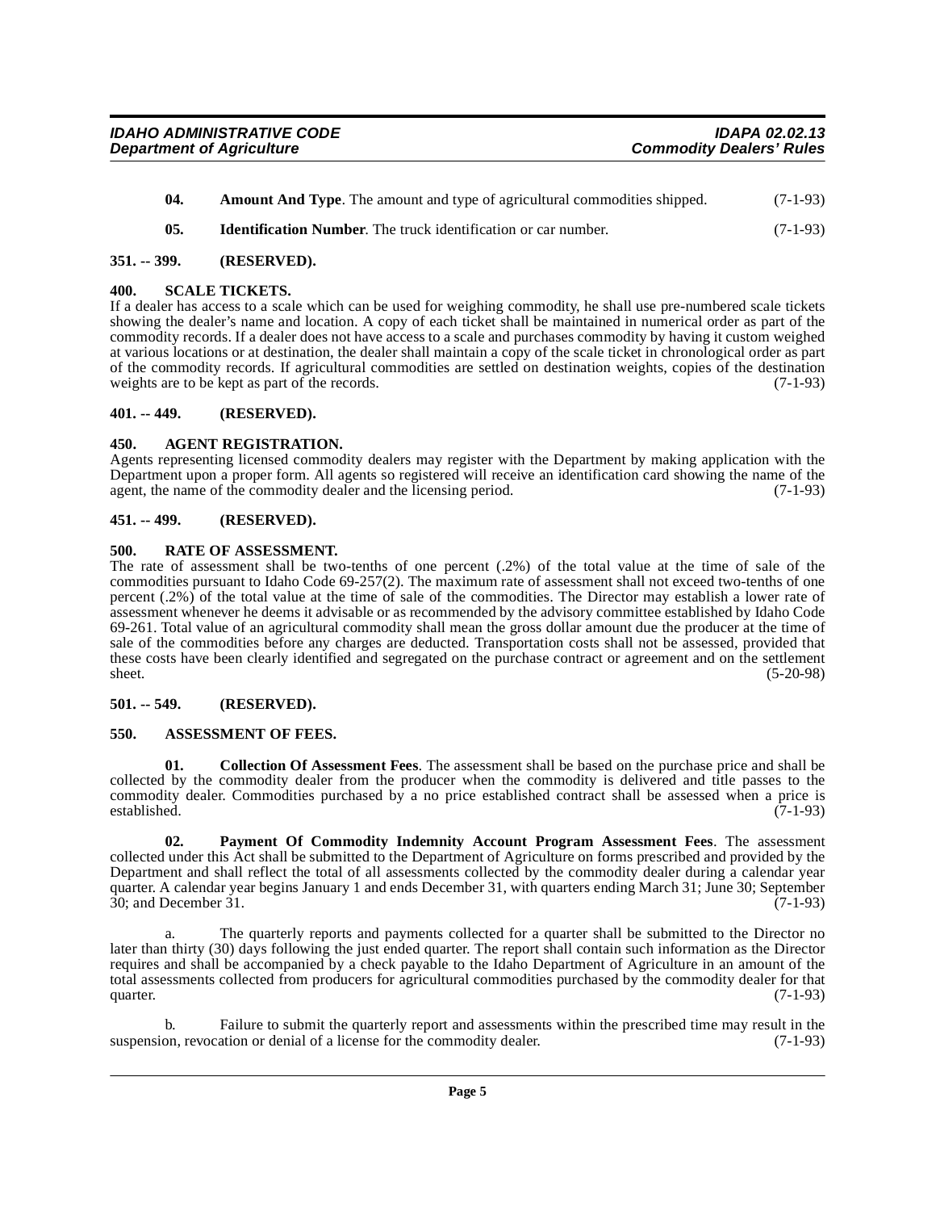**04. Amount And Type**. The amount and type of agricultural commodities shipped. (7-1-93)

**05. Identification Number**. The truck identification or car number. (7-1-93)

## 351. -- 399. (RESERVED).

## 400. SCALE TICKETS.

If a dealer has access to a scale which can be used for weighing commodity, he shall use pre-numbered scale tickets showing the dealer's name and location. A copy of each ticket shall be maintained in numerical order as part of the commodity records. If a dealer does not have access to a scale and purchases commodity by having it custom weighed at various locations or at destination, the dealer shall maintain a copy of the scale ticket in chronological order as part of the commodity records. If agricultural commodities are settled on destination weights, copies of the destination weights are to be kept as part of the records. (7-1-93)

## 401. -- 449. (RESERVED).

## 450. AGENT REGISTRATION.

Agents representing licensed commodity dealers may register with the Department by making application with the Department upon a proper form. All agents so registered will receive an identification card showing the name of the agent, the name of the commodity dealer and the licensing period. (7-1-93)

## 451. -- 499. (RESERVED).

## 500. RATE OF ASSESSMENT.

The rate of assessment shall be two-tenths of one percent (.2%) of the total value at the time of sale of the commodities pursuant to Idaho Code 69-257(2). The maximum rate of assessment shall not exceed two-tenths of one percent (.2%) of the total value at the time of sale of the commodities. The Director may establish a lower rate of assessment whenever he deems it advisable or as recommended by the advisory committee established by Idaho Code 69-261. Total value of an agricultural commodity shall mean the gross dollar amount due the producer at the time of sale of the commodities before any charges are deducted. Transportation costs shall not be assessed, provided that these costs have been clearly identified and segregated on the purchase contract or agreement and on the settlement sheet. (5-20-98)

## 501. -- 549. (RESERVED).

## 550. ASSESSMENT OF FEES.

**01. Collection Of Assessment Fees**. The assessment shall be based on the purchase price and shall be collected by the commodity dealer from the producer when the commodity is delivered and title passes to the commodity dealer. Commodities purchased by a no price established contract shall be assessed when a price is established. (7-1-93)

**02. Payment Of Commodity Indemnity Account Program Assessment Fees**. The assessment collected under this Act shall be submitted to the Department of Agriculture on forms prescribed and provided by the Department and shall reflect the total of all assessments collected by the commodity dealer during a calendar year quarter. A calendar year begins January 1 and ends December 31, with quarters ending March 31; June 30; September 30; and December 31. (7-1-93)

a. The quarterly reports and payments collected for a quarter shall be submitted to the Director no later than thirty (30) days following the just ended quarter. The report shall contain such information as the Director requires and shall be accompanied by a check payable to the Idaho Department of Agriculture in an amount of the total assessments collected from producers for agricultural commodities purchased by the commodity dealer for that quarter. (7-1-93)

b. Failure to submit the quarterly report and assessments within the prescribed time may result in the suspension, revocation or denial of a license for the commodity dealer. (7-1-93)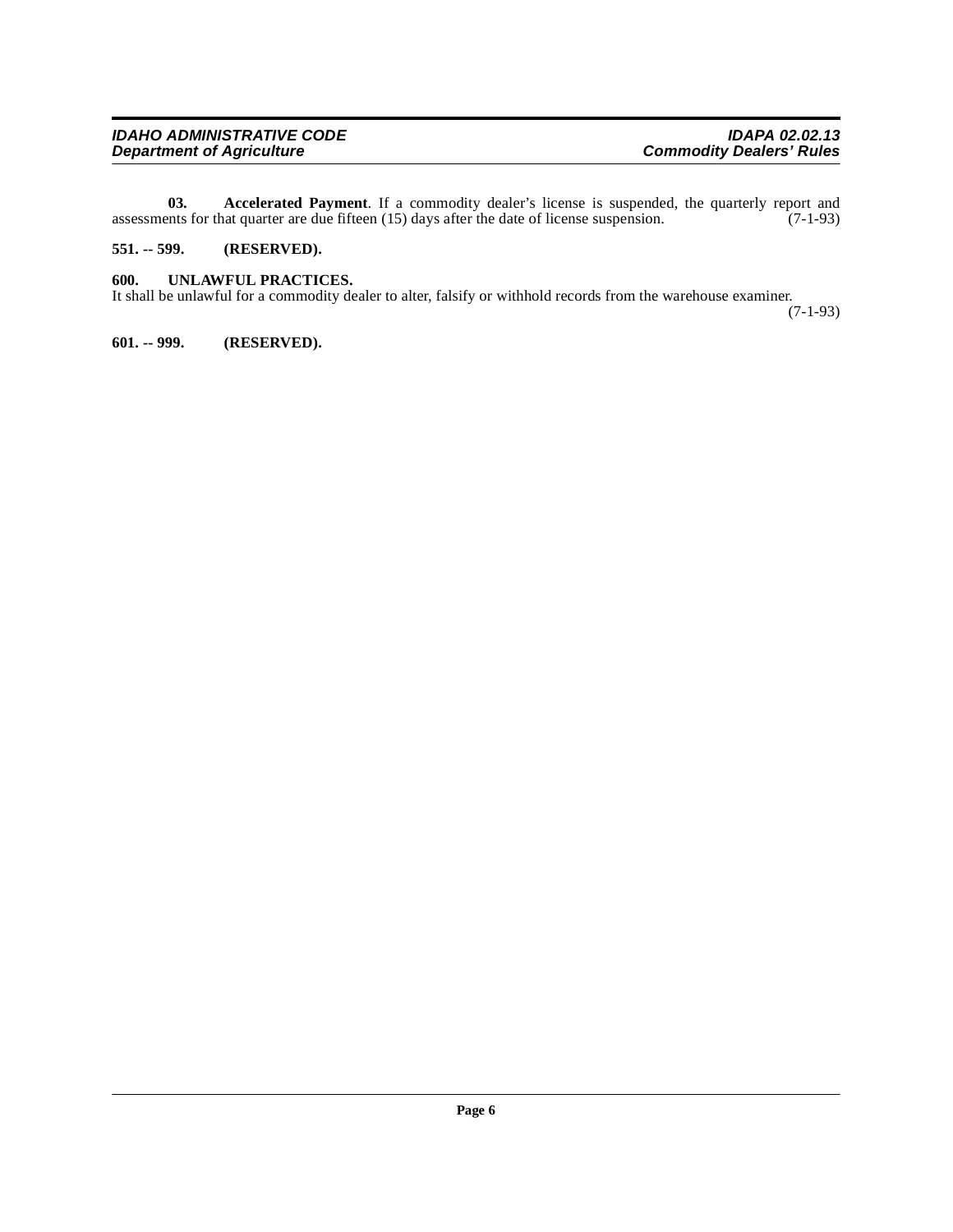**03. Accelerated Payment**. If a commodity dealer's license is suspended, the quarterly report and assessments for that quarter are due fifteen (15) days after the date of license suspension. (7-1-93)

**551. -- 599. (RESERVED).**

**600. UNLAWFUL PRACTICES.**

It shall be unlawful for a commodity dealer to alter, falsify or withhold records from the warehouse examiner. (7-1-93)

**601. -- 999. (RESERVED).**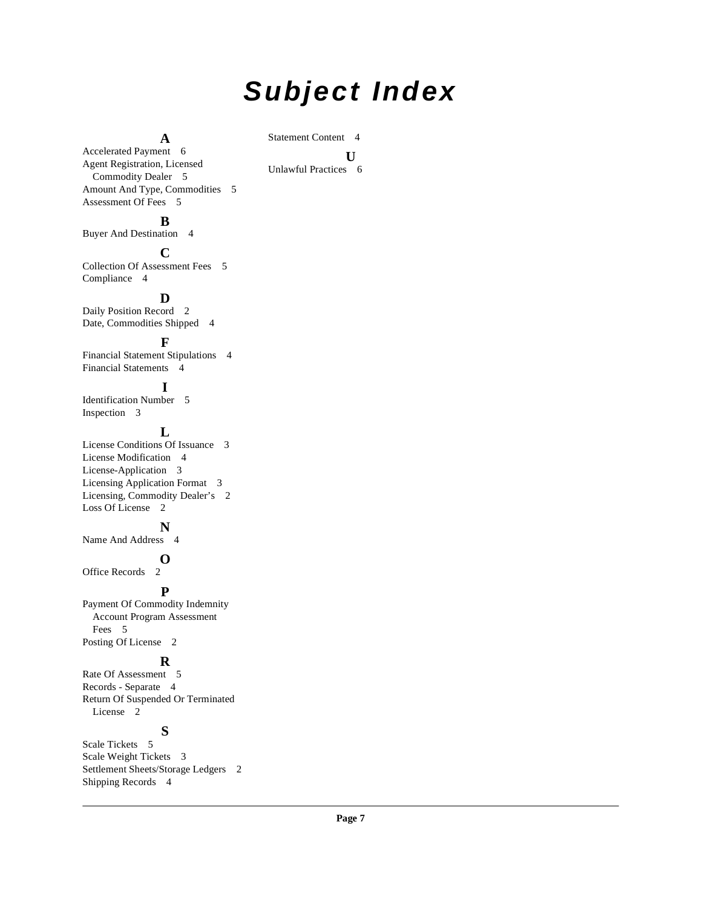# Subject Index

## A

Accelerated Payment 6
Agent Registration, Licensed Commodity Dealer 5
Amount And Type, Commodities 5
Assessment Of Fees 5

## B

Buyer And Destination 4

## C

Collection Of Assessment Fees 5
Compliance 4

## D

Daily Position Record 2
Date, Commodities Shipped 4

## F

Financial Statement Stipulations 4
Financial Statements 4

## I

Identification Number 5
Inspection 3

## L

License Conditions Of Issuance 3
License Modification 4
License-Application 3
Licensing Application Format 3
Licensing, Commodity Dealer's 2
Loss Of License 2

## N

Name And Address 4

## O

Office Records 2

## P

Payment Of Commodity Indemnity Account Program Assessment Fees 5
Posting Of License 2

## R

Rate Of Assessment 5
Records - Separate 4
Return Of Suspended Or Terminated License 2

## S

Scale Tickets 5
Scale Weight Tickets 3
Settlement Sheets/Storage Ledgers 2
Shipping Records 4
Statement Content 4

## U

Unlawful Practices 6